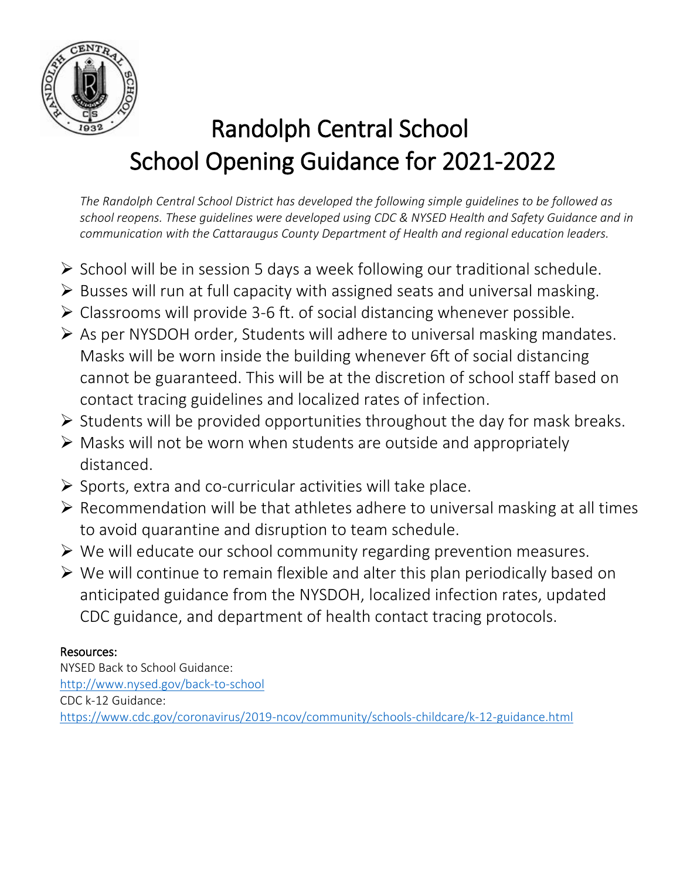# Randolph Central School
# School Opening Guidance for 2021-2022

*The Randolph Central School District has developed the following simple guidelines to be followed as school reopens. These guidelines were developed using CDC & NYSED Health and Safety Guidance and in communication with the Cattaraugus County Department of Health and regional education leaders.*

- School will be in session 5 days a week following our traditional schedule.
- Busses will run at full capacity with assigned seats and universal masking.
- Classrooms will provide 3-6 ft. of social distancing whenever possible.
- As per NYSDOH order, Students will adhere to universal masking mandates. Masks will be worn inside the building whenever 6ft of social distancing cannot be guaranteed. This will be at the discretion of school staff based on contact tracing guidelines and localized rates of infection.
- Students will be provided opportunities throughout the day for mask breaks.
- Masks will not be worn when students are outside and appropriately distanced.
- Sports, extra and co-curricular activities will take place.
- Recommendation will be that athletes adhere to universal masking at all times to avoid quarantine and disruption to team schedule.
- We will educate our school community regarding prevention measures.
- We will continue to remain flexible and alter this plan periodically based on anticipated guidance from the NYSDOH, localized infection rates, updated CDC guidance, and department of health contact tracing protocols.

**Resources:**

NYSED Back to School Guidance:
http://www.nysed.gov/back-to-school

CDC k-12 Guidance:
https://www.cdc.gov/coronavirus/2019-ncov/community/schools-childcare/k-12-guidance.html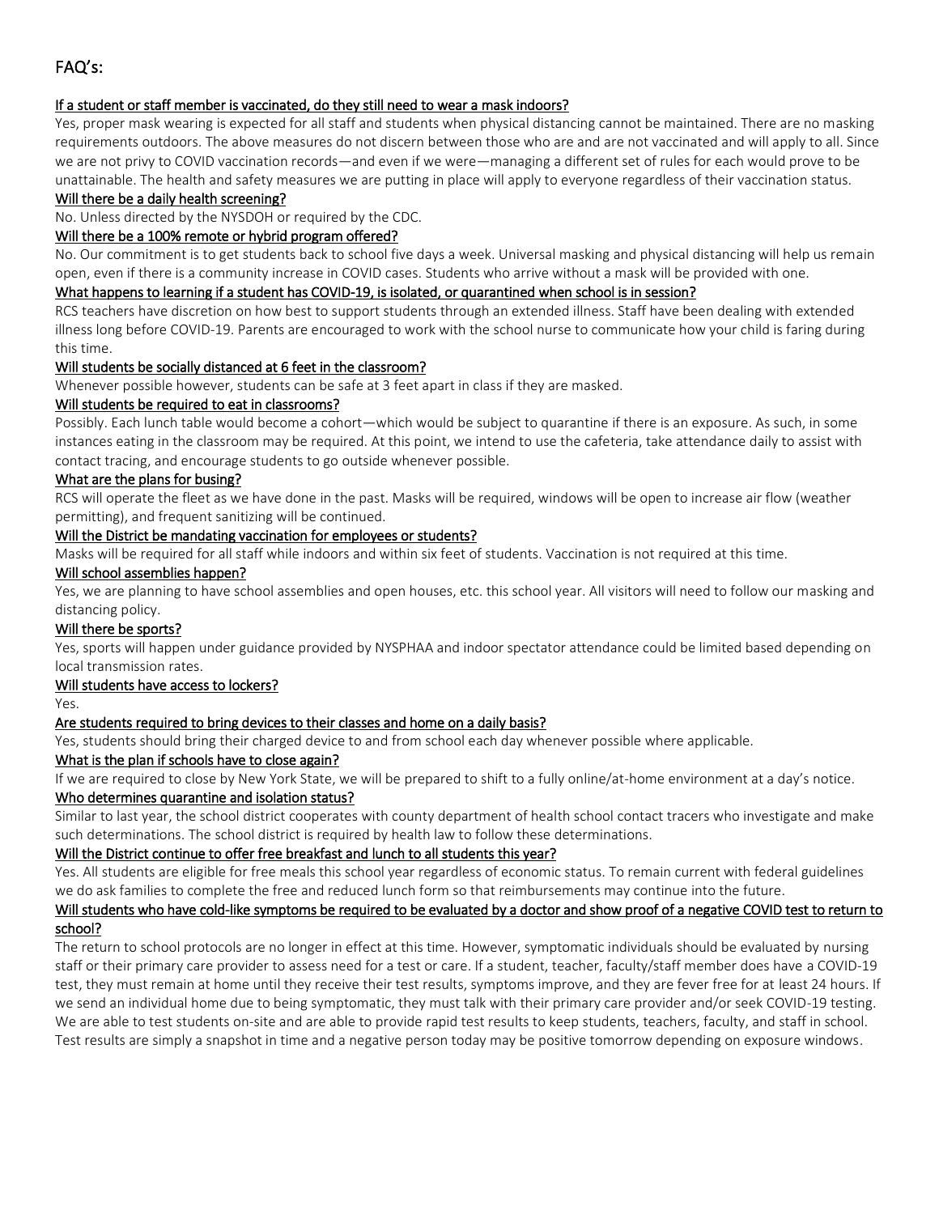## FAQ's:

### If a student or staff member is vaccinated, do they still need to wear a mask indoors?

Yes, proper mask wearing is expected for all staff and students when physical distancing cannot be maintained. There are no masking requirements outdoors. The above measures do not discern between those who are and are not vaccinated and will apply to all. Since we are not privy to COVID vaccination records—and even if we were—managing a different set of rules for each would prove to be unattainable. The health and safety measures we are putting in place will apply to everyone regardless of their vaccination status.

### Will there be a daily health screening?

No. Unless directed by the NYSDOH or required by the CDC.

### Will there be a 100% remote or hybrid program offered?

No. Our commitment is to get students back to school five days a week. Universal masking and physical distancing will help us remain open, even if there is a community increase in COVID cases. Students who arrive without a mask will be provided with one.

### What happens to learning if a student has COVID-19, is isolated, or quarantined when school is in session?

RCS teachers have discretion on how best to support students through an extended illness. Staff have been dealing with extended illness long before COVID-19. Parents are encouraged to work with the school nurse to communicate how your child is faring during this time.

### Will students be socially distanced at 6 feet in the classroom?

Whenever possible however, students can be safe at 3 feet apart in class if they are masked.

### Will students be required to eat in classrooms?

Possibly. Each lunch table would become a cohort—which would be subject to quarantine if there is an exposure. As such, in some instances eating in the classroom may be required. At this point, we intend to use the cafeteria, take attendance daily to assist with contact tracing, and encourage students to go outside whenever possible.

### What are the plans for busing?

RCS will operate the fleet as we have done in the past. Masks will be required, windows will be open to increase air flow (weather permitting), and frequent sanitizing will be continued.

### Will the District be mandating vaccination for employees or students?

Masks will be required for all staff while indoors and within six feet of students. Vaccination is not required at this time.

### Will school assemblies happen?

Yes, we are planning to have school assemblies and open houses, etc. this school year. All visitors will need to follow our masking and distancing policy.

### Will there be sports?

Yes, sports will happen under guidance provided by NYSPHAA and indoor spectator attendance could be limited based depending on local transmission rates.

### Will students have access to lockers?

Yes.

### Are students required to bring devices to their classes and home on a daily basis?

Yes, students should bring their charged device to and from school each day whenever possible where applicable.

### What is the plan if schools have to close again?

If we are required to close by New York State, we will be prepared to shift to a fully online/at-home environment at a day's notice.

### Who determines quarantine and isolation status?

Similar to last year, the school district cooperates with county department of health school contact tracers who investigate and make such determinations. The school district is required by health law to follow these determinations.

### Will the District continue to offer free breakfast and lunch to all students this year?

Yes. All students are eligible for free meals this school year regardless of economic status. To remain current with federal guidelines we do ask families to complete the free and reduced lunch form so that reimbursements may continue into the future.

### Will students who have cold-like symptoms be required to be evaluated by a doctor and show proof of a negative COVID test to return to school?

The return to school protocols are no longer in effect at this time. However, symptomatic individuals should be evaluated by nursing staff or their primary care provider to assess need for a test or care. If a student, teacher, faculty/staff member does have a COVID-19 test, they must remain at home until they receive their test results, symptoms improve, and they are fever free for at least 24 hours. If we send an individual home due to being symptomatic, they must talk with their primary care provider and/or seek COVID-19 testing. We are able to test students on-site and are able to provide rapid test results to keep students, teachers, faculty, and staff in school. Test results are simply a snapshot in time and a negative person today may be positive tomorrow depending on exposure windows.